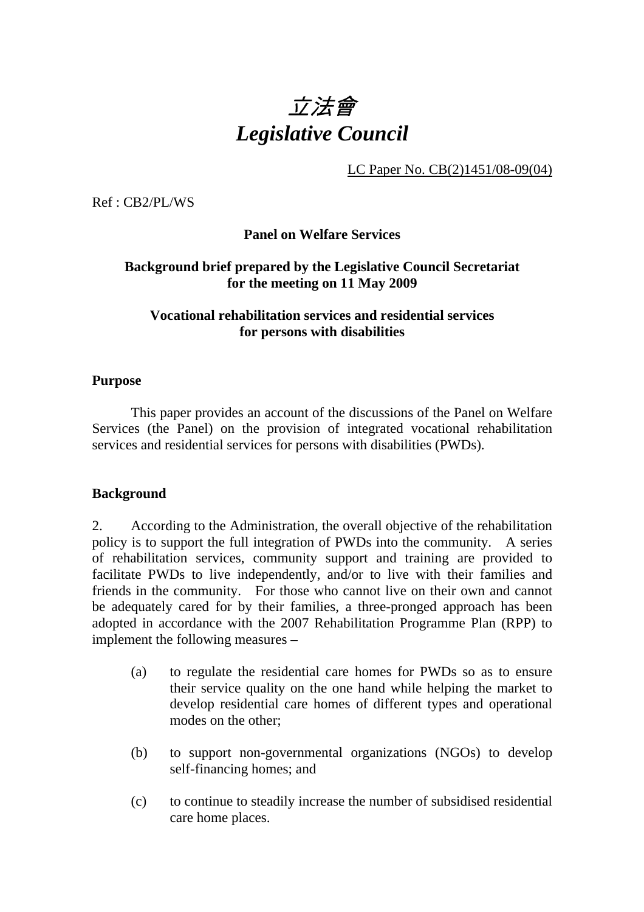# *立法會*
# *Legislative Council*

LC Paper No. CB(2)1451/08-09(04)

Ref : CB2/PL/WS

**Panel on Welfare Services**

**Background brief prepared by the Legislative Council Secretariat for the meeting on 11 May 2009**

**Vocational rehabilitation services and residential services for persons with disabilities**

## Purpose

This paper provides an account of the discussions of the Panel on Welfare Services (the Panel) on the provision of integrated vocational rehabilitation services and residential services for persons with disabilities (PWDs).

## Background

2. According to the Administration, the overall objective of the rehabilitation policy is to support the full integration of PWDs into the community. A series of rehabilitation services, community support and training are provided to facilitate PWDs to live independently, and/or to live with their families and friends in the community. For those who cannot live on their own and cannot be adequately cared for by their families, a three-pronged approach has been adopted in accordance with the 2007 Rehabilitation Programme Plan (RPP) to implement the following measures –

(a) to regulate the residential care homes for PWDs so as to ensure their service quality on the one hand while helping the market to develop residential care homes of different types and operational modes on the other;

(b) to support non-governmental organizations (NGOs) to develop self-financing homes; and

(c) to continue to steadily increase the number of subsidised residential care home places.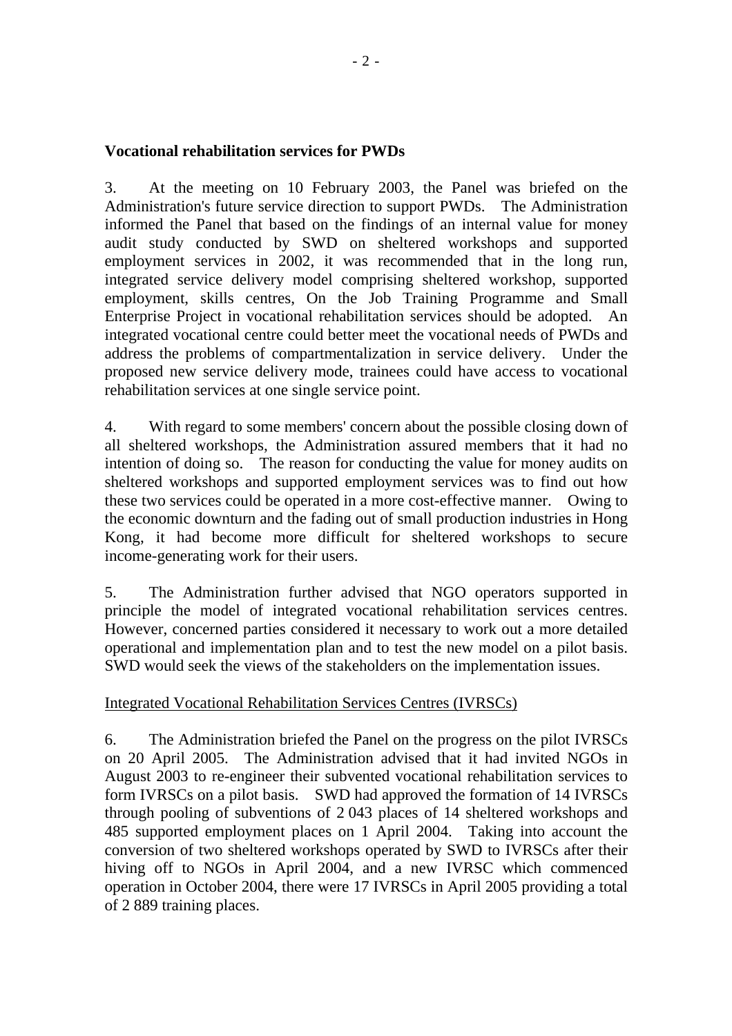**Vocational rehabilitation services for PWDs**

3. At the meeting on 10 February 2003, the Panel was briefed on the Administration's future service direction to support PWDs. The Administration informed the Panel that based on the findings of an internal value for money audit study conducted by SWD on sheltered workshops and supported employment services in 2002, it was recommended that in the long run, integrated service delivery model comprising sheltered workshop, supported employment, skills centres, On the Job Training Programme and Small Enterprise Project in vocational rehabilitation services should be adopted. An integrated vocational centre could better meet the vocational needs of PWDs and address the problems of compartmentalization in service delivery. Under the proposed new service delivery mode, trainees could have access to vocational rehabilitation services at one single service point.

4. With regard to some members' concern about the possible closing down of all sheltered workshops, the Administration assured members that it had no intention of doing so. The reason for conducting the value for money audits on sheltered workshops and supported employment services was to find out how these two services could be operated in a more cost-effective manner. Owing to the economic downturn and the fading out of small production industries in Hong Kong, it had become more difficult for sheltered workshops to secure income-generating work for their users.

5. The Administration further advised that NGO operators supported in principle the model of integrated vocational rehabilitation services centres. However, concerned parties considered it necessary to work out a more detailed operational and implementation plan and to test the new model on a pilot basis. SWD would seek the views of the stakeholders on the implementation issues.

<u>Integrated Vocational Rehabilitation Services Centres (IVRSCs)</u>

6. The Administration briefed the Panel on the progress on the pilot IVRSCs on 20 April 2005. The Administration advised that it had invited NGOs in August 2003 to re-engineer their subvented vocational rehabilitation services to form IVRSCs on a pilot basis. SWD had approved the formation of 14 IVRSCs through pooling of subventions of 2 043 places of 14 sheltered workshops and 485 supported employment places on 1 April 2004. Taking into account the conversion of two sheltered workshops operated by SWD to IVRSCs after their hiving off to NGOs in April 2004, and a new IVRSC which commenced operation in October 2004, there were 17 IVRSCs in April 2005 providing a total of 2 889 training places.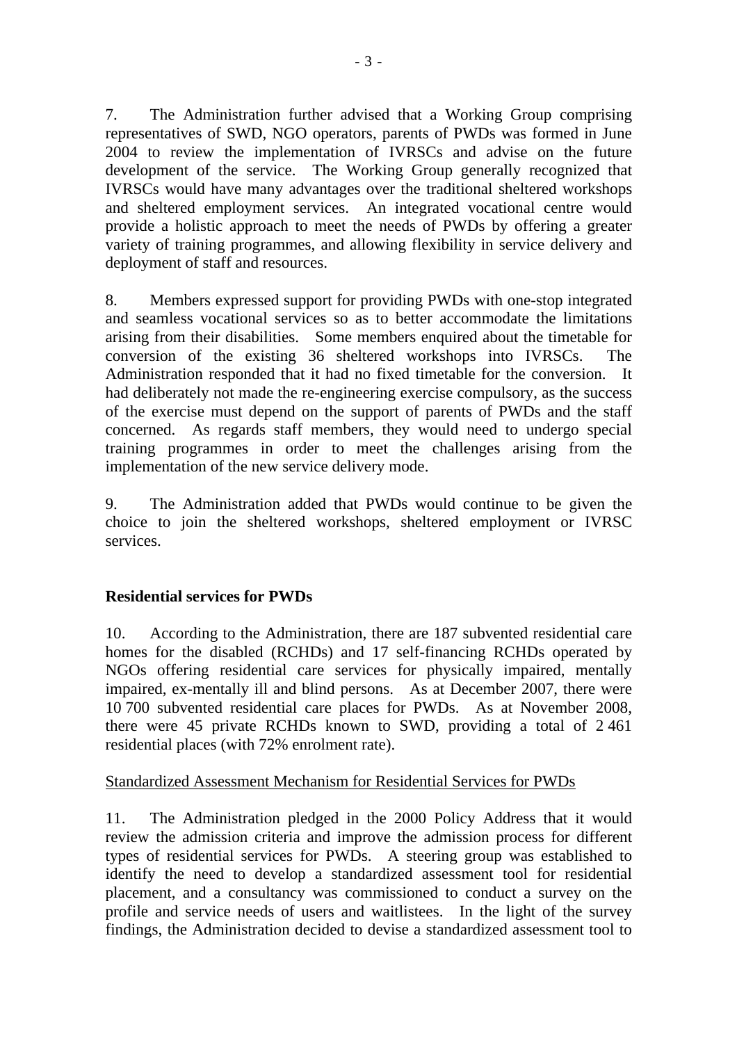7. The Administration further advised that a Working Group comprising representatives of SWD, NGO operators, parents of PWDs was formed in June 2004 to review the implementation of IVRSCs and advise on the future development of the service. The Working Group generally recognized that IVRSCs would have many advantages over the traditional sheltered workshops and sheltered employment services. An integrated vocational centre would provide a holistic approach to meet the needs of PWDs by offering a greater variety of training programmes, and allowing flexibility in service delivery and deployment of staff and resources.

8. Members expressed support for providing PWDs with one-stop integrated and seamless vocational services so as to better accommodate the limitations arising from their disabilities. Some members enquired about the timetable for conversion of the existing 36 sheltered workshops into IVRSCs. The Administration responded that it had no fixed timetable for the conversion. It had deliberately not made the re-engineering exercise compulsory, as the success of the exercise must depend on the support of parents of PWDs and the staff concerned. As regards staff members, they would need to undergo special training programmes in order to meet the challenges arising from the implementation of the new service delivery mode.

9. The Administration added that PWDs would continue to be given the choice to join the sheltered workshops, sheltered employment or IVRSC services.

**Residential services for PWDs**

10. According to the Administration, there are 187 subvented residential care homes for the disabled (RCHDs) and 17 self-financing RCHDs operated by NGOs offering residential care services for physically impaired, mentally impaired, ex-mentally ill and blind persons. As at December 2007, there were 10 700 subvented residential care places for PWDs. As at November 2008, there were 45 private RCHDs known to SWD, providing a total of 2 461 residential places (with 72% enrolment rate).

Standardized Assessment Mechanism for Residential Services for PWDs

11. The Administration pledged in the 2000 Policy Address that it would review the admission criteria and improve the admission process for different types of residential services for PWDs. A steering group was established to identify the need to develop a standardized assessment tool for residential placement, and a consultancy was commissioned to conduct a survey on the profile and service needs of users and waitlistees. In the light of the survey findings, the Administration decided to devise a standardized assessment tool to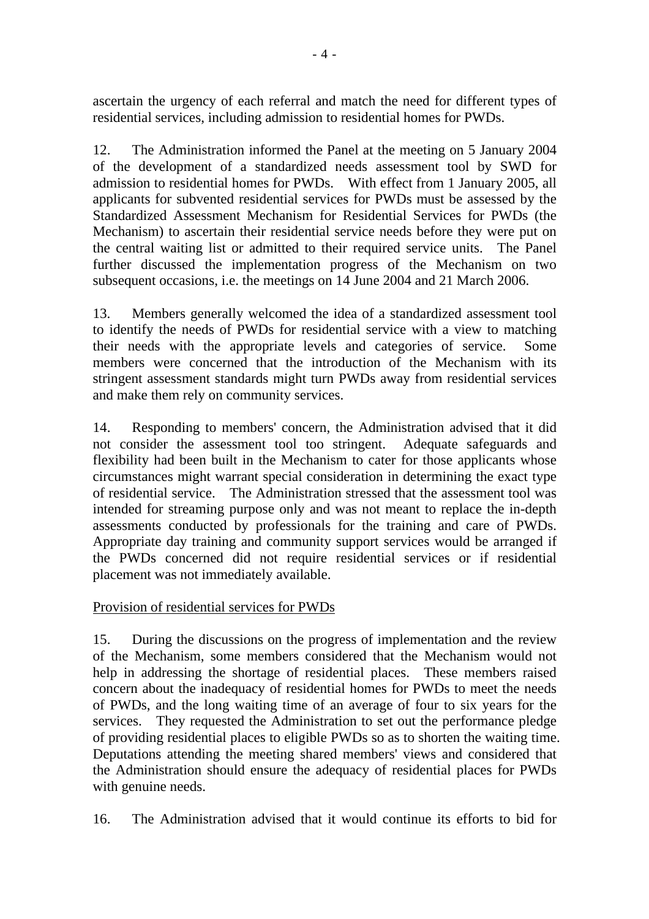ascertain the urgency of each referral and match the need for different types of residential services, including admission to residential homes for PWDs.

12. The Administration informed the Panel at the meeting on 5 January 2004 of the development of a standardized needs assessment tool by SWD for admission to residential homes for PWDs. With effect from 1 January 2005, all applicants for subvented residential services for PWDs must be assessed by the Standardized Assessment Mechanism for Residential Services for PWDs (the Mechanism) to ascertain their residential service needs before they were put on the central waiting list or admitted to their required service units. The Panel further discussed the implementation progress of the Mechanism on two subsequent occasions, i.e. the meetings on 14 June 2004 and 21 March 2006.

13. Members generally welcomed the idea of a standardized assessment tool to identify the needs of PWDs for residential service with a view to matching their needs with the appropriate levels and categories of service. Some members were concerned that the introduction of the Mechanism with its stringent assessment standards might turn PWDs away from residential services and make them rely on community services.

14. Responding to members' concern, the Administration advised that it did not consider the assessment tool too stringent. Adequate safeguards and flexibility had been built in the Mechanism to cater for those applicants whose circumstances might warrant special consideration in determining the exact type of residential service. The Administration stressed that the assessment tool was intended for streaming purpose only and was not meant to replace the in-depth assessments conducted by professionals for the training and care of PWDs. Appropriate day training and community support services would be arranged if the PWDs concerned did not require residential services or if residential placement was not immediately available.

<u>Provision of residential services for PWDs</u>

15. During the discussions on the progress of implementation and the review of the Mechanism, some members considered that the Mechanism would not help in addressing the shortage of residential places. These members raised concern about the inadequacy of residential homes for PWDs to meet the needs of PWDs, and the long waiting time of an average of four to six years for the services. They requested the Administration to set out the performance pledge of providing residential places to eligible PWDs so as to shorten the waiting time. Deputations attending the meeting shared members' views and considered that the Administration should ensure the adequacy of residential places for PWDs with genuine needs.

16. The Administration advised that it would continue its efforts to bid for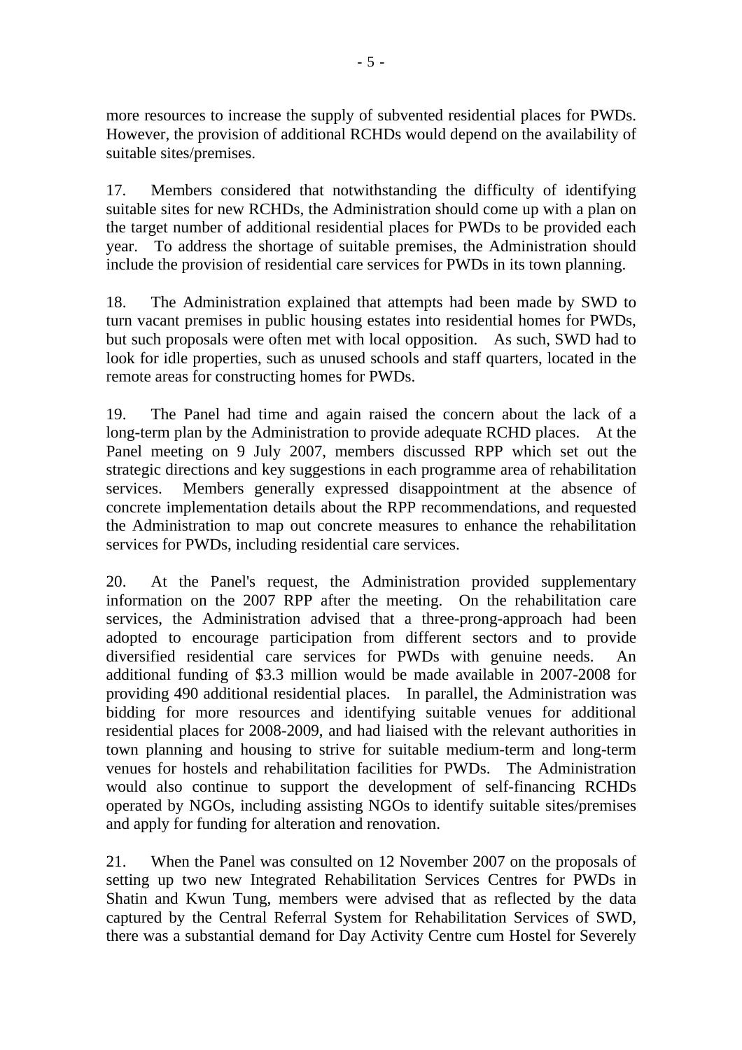more resources to increase the supply of subvented residential places for PWDs. However, the provision of additional RCHDs would depend on the availability of suitable sites/premises.

17. Members considered that notwithstanding the difficulty of identifying suitable sites for new RCHDs, the Administration should come up with a plan on the target number of additional residential places for PWDs to be provided each year. To address the shortage of suitable premises, the Administration should include the provision of residential care services for PWDs in its town planning.

18. The Administration explained that attempts had been made by SWD to turn vacant premises in public housing estates into residential homes for PWDs, but such proposals were often met with local opposition. As such, SWD had to look for idle properties, such as unused schools and staff quarters, located in the remote areas for constructing homes for PWDs.

19. The Panel had time and again raised the concern about the lack of a long-term plan by the Administration to provide adequate RCHD places. At the Panel meeting on 9 July 2007, members discussed RPP which set out the strategic directions and key suggestions in each programme area of rehabilitation services. Members generally expressed disappointment at the absence of concrete implementation details about the RPP recommendations, and requested the Administration to map out concrete measures to enhance the rehabilitation services for PWDs, including residential care services.

20. At the Panel's request, the Administration provided supplementary information on the 2007 RPP after the meeting. On the rehabilitation care services, the Administration advised that a three-prong-approach had been adopted to encourage participation from different sectors and to provide diversified residential care services for PWDs with genuine needs. An additional funding of $3.3 million would be made available in 2007-2008 for providing 490 additional residential places. In parallel, the Administration was bidding for more resources and identifying suitable venues for additional residential places for 2008-2009, and had liaised with the relevant authorities in town planning and housing to strive for suitable medium-term and long-term venues for hostels and rehabilitation facilities for PWDs. The Administration would also continue to support the development of self-financing RCHDs operated by NGOs, including assisting NGOs to identify suitable sites/premises and apply for funding for alteration and renovation.

21. When the Panel was consulted on 12 November 2007 on the proposals of setting up two new Integrated Rehabilitation Services Centres for PWDs in Shatin and Kwun Tung, members were advised that as reflected by the data captured by the Central Referral System for Rehabilitation Services of SWD, there was a substantial demand for Day Activity Centre cum Hostel for Severely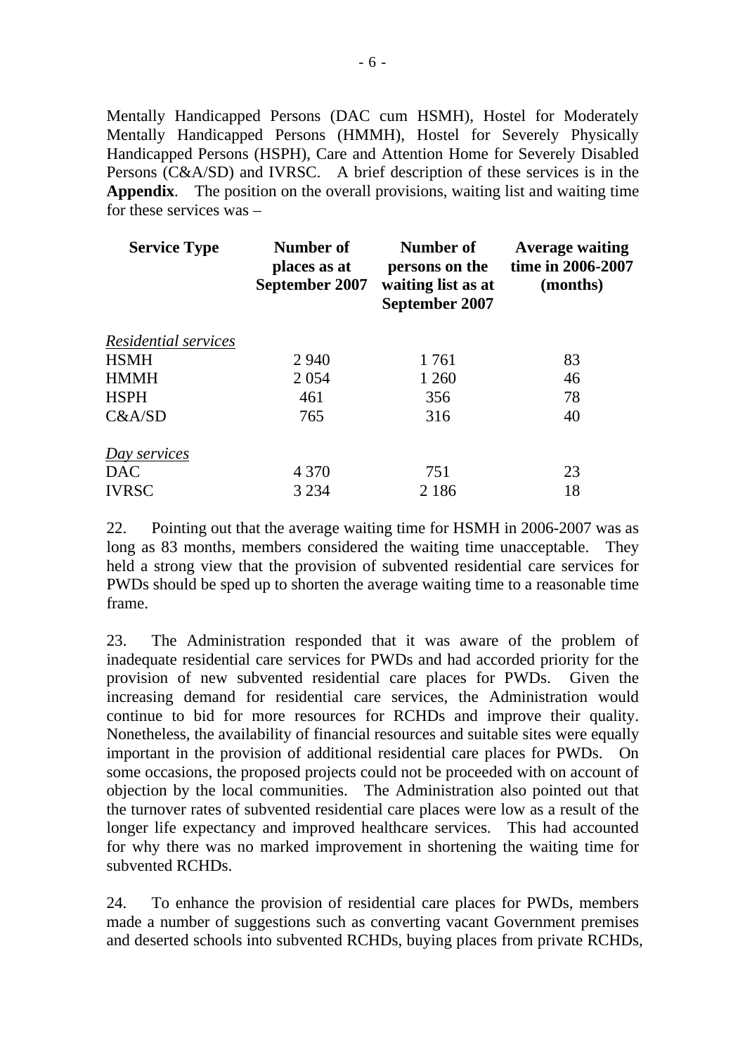Mentally Handicapped Persons (DAC cum HSMH), Hostel for Moderately Mentally Handicapped Persons (HMMH), Hostel for Severely Physically Handicapped Persons (HSPH), Care and Attention Home for Severely Disabled Persons (C&A/SD) and IVRSC. A brief description of these services is in the **Appendix**. The position on the overall provisions, waiting list and waiting time for these services was –

| Service Type | Number of places as at September 2007 | Number of persons on the waiting list as at September 2007 | Average waiting time in 2006-2007 (months) |
|---|---|---|---|
| *Residential services* | | | |
| HSMH | 2 940 | 1 761 | 83 |
| HMMH | 2 054 | 1 260 | 46 |
| HSPH | 461 | 356 | 78 |
| C&A/SD | 765 | 316 | 40 |
| *Day services* | | | |
| DAC | 4 370 | 751 | 23 |
| IVRSC | 3 234 | 2 186 | 18 |

22. Pointing out that the average waiting time for HSMH in 2006-2007 was as long as 83 months, members considered the waiting time unacceptable. They held a strong view that the provision of subvented residential care services for PWDs should be sped up to shorten the average waiting time to a reasonable time frame.

23. The Administration responded that it was aware of the problem of inadequate residential care services for PWDs and had accorded priority for the provision of new subvented residential care places for PWDs. Given the increasing demand for residential care services, the Administration would continue to bid for more resources for RCHDs and improve their quality. Nonetheless, the availability of financial resources and suitable sites were equally important in the provision of additional residential care places for PWDs. On some occasions, the proposed projects could not be proceeded with on account of objection by the local communities. The Administration also pointed out that the turnover rates of subvented residential care places were low as a result of the longer life expectancy and improved healthcare services. This had accounted for why there was no marked improvement in shortening the waiting time for subvented RCHDs.

24. To enhance the provision of residential care places for PWDs, members made a number of suggestions such as converting vacant Government premises and deserted schools into subvented RCHDs, buying places from private RCHDs,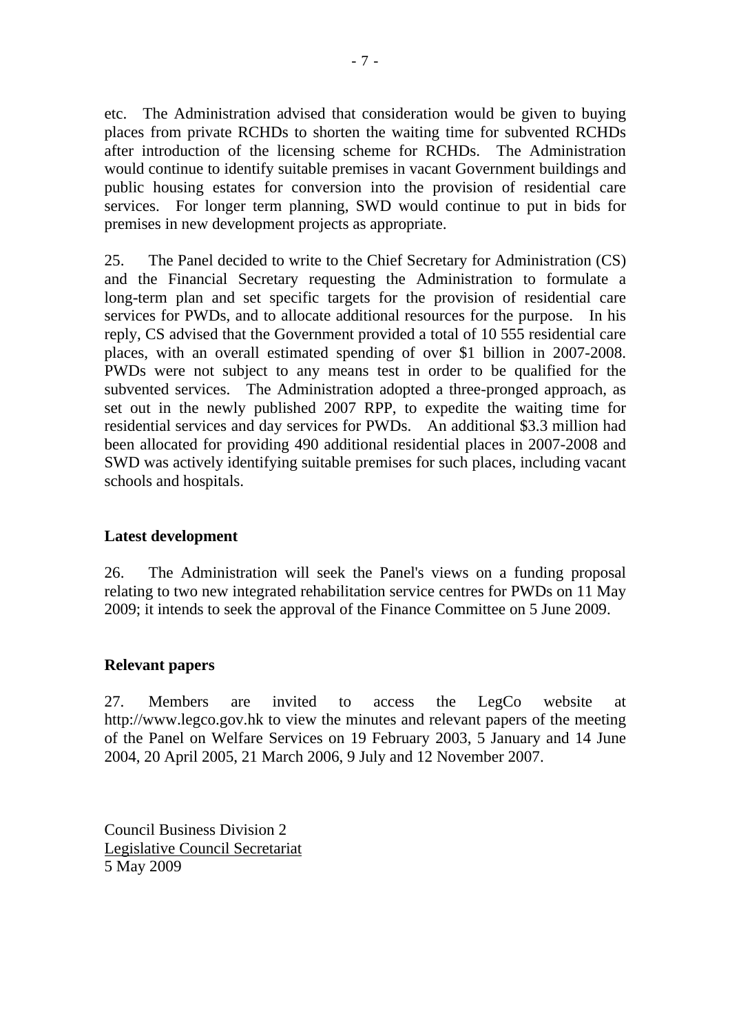etc. The Administration advised that consideration would be given to buying places from private RCHDs to shorten the waiting time for subvented RCHDs after introduction of the licensing scheme for RCHDs. The Administration would continue to identify suitable premises in vacant Government buildings and public housing estates for conversion into the provision of residential care services. For longer term planning, SWD would continue to put in bids for premises in new development projects as appropriate.

25. The Panel decided to write to the Chief Secretary for Administration (CS) and the Financial Secretary requesting the Administration to formulate a long-term plan and set specific targets for the provision of residential care services for PWDs, and to allocate additional resources for the purpose. In his reply, CS advised that the Government provided a total of 10 555 residential care places, with an overall estimated spending of over $1 billion in 2007-2008. PWDs were not subject to any means test in order to be qualified for the subvented services. The Administration adopted a three-pronged approach, as set out in the newly published 2007 RPP, to expedite the waiting time for residential services and day services for PWDs. An additional $3.3 million had been allocated for providing 490 additional residential places in 2007-2008 and SWD was actively identifying suitable premises for such places, including vacant schools and hospitals.

**Latest development**

26. The Administration will seek the Panel's views on a funding proposal relating to two new integrated rehabilitation service centres for PWDs on 11 May 2009; it intends to seek the approval of the Finance Committee on 5 June 2009.

**Relevant papers**

27. Members are invited to access the LegCo website at http://www.legco.gov.hk to view the minutes and relevant papers of the meeting of the Panel on Welfare Services on 19 February 2003, 5 January and 14 June 2004, 20 April 2005, 21 March 2006, 9 July and 12 November 2007.

Council Business Division 2
Legislative Council Secretariat
5 May 2009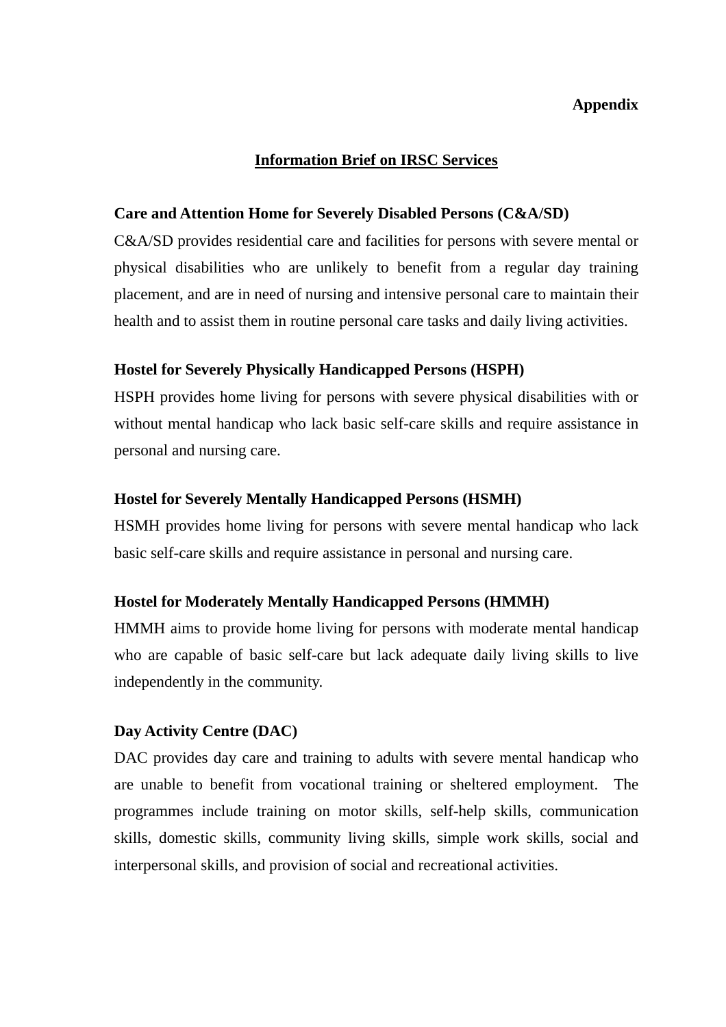**Appendix**

## Information Brief on IRSC Services

**Care and Attention Home for Severely Disabled Persons (C&A/SD)**

C&A/SD provides residential care and facilities for persons with severe mental or physical disabilities who are unlikely to benefit from a regular day training placement, and are in need of nursing and intensive personal care to maintain their health and to assist them in routine personal care tasks and daily living activities.

**Hostel for Severely Physically Handicapped Persons (HSPH)**

HSPH provides home living for persons with severe physical disabilities with or without mental handicap who lack basic self-care skills and require assistance in personal and nursing care.

**Hostel for Severely Mentally Handicapped Persons (HSMH)**

HSMH provides home living for persons with severe mental handicap who lack basic self-care skills and require assistance in personal and nursing care.

**Hostel for Moderately Mentally Handicapped Persons (HMMH)**

HMMH aims to provide home living for persons with moderate mental handicap who are capable of basic self-care but lack adequate daily living skills to live independently in the community.

**Day Activity Centre (DAC)**

DAC provides day care and training to adults with severe mental handicap who are unable to benefit from vocational training or sheltered employment. The programmes include training on motor skills, self-help skills, communication skills, domestic skills, community living skills, simple work skills, social and interpersonal skills, and provision of social and recreational activities.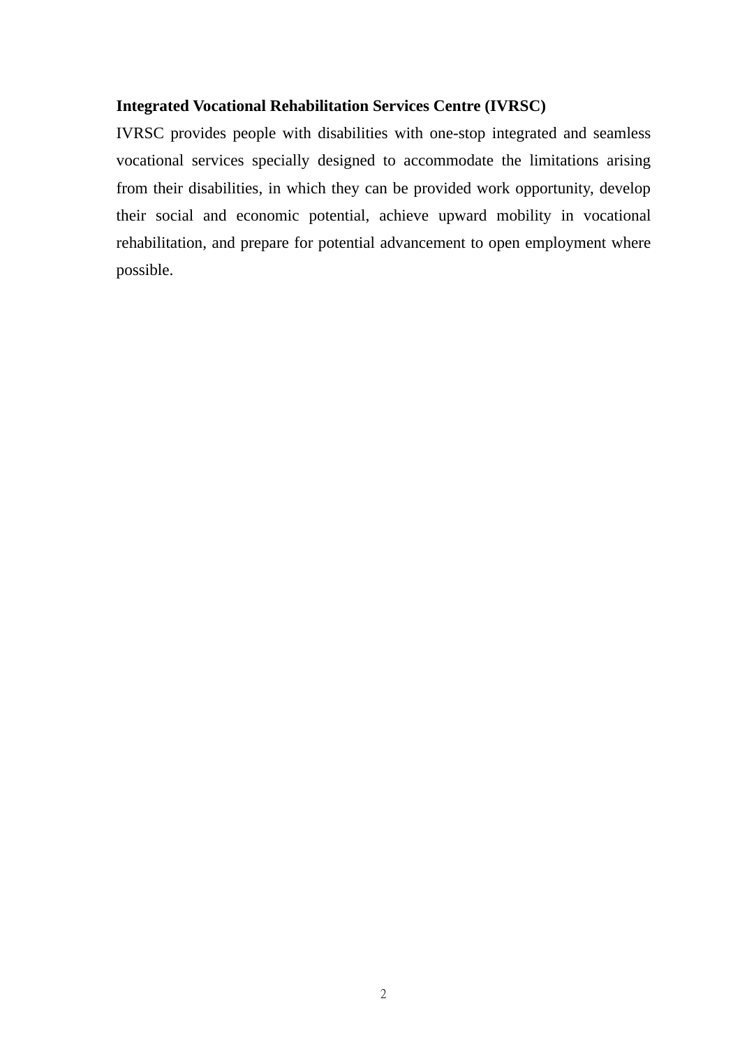**Integrated Vocational Rehabilitation Services Centre (IVRSC)**

IVRSC provides people with disabilities with one-stop integrated and seamless vocational services specially designed to accommodate the limitations arising from their disabilities, in which they can be provided work opportunity, develop their social and economic potential, achieve upward mobility in vocational rehabilitation, and prepare for potential advancement to open employment where possible.